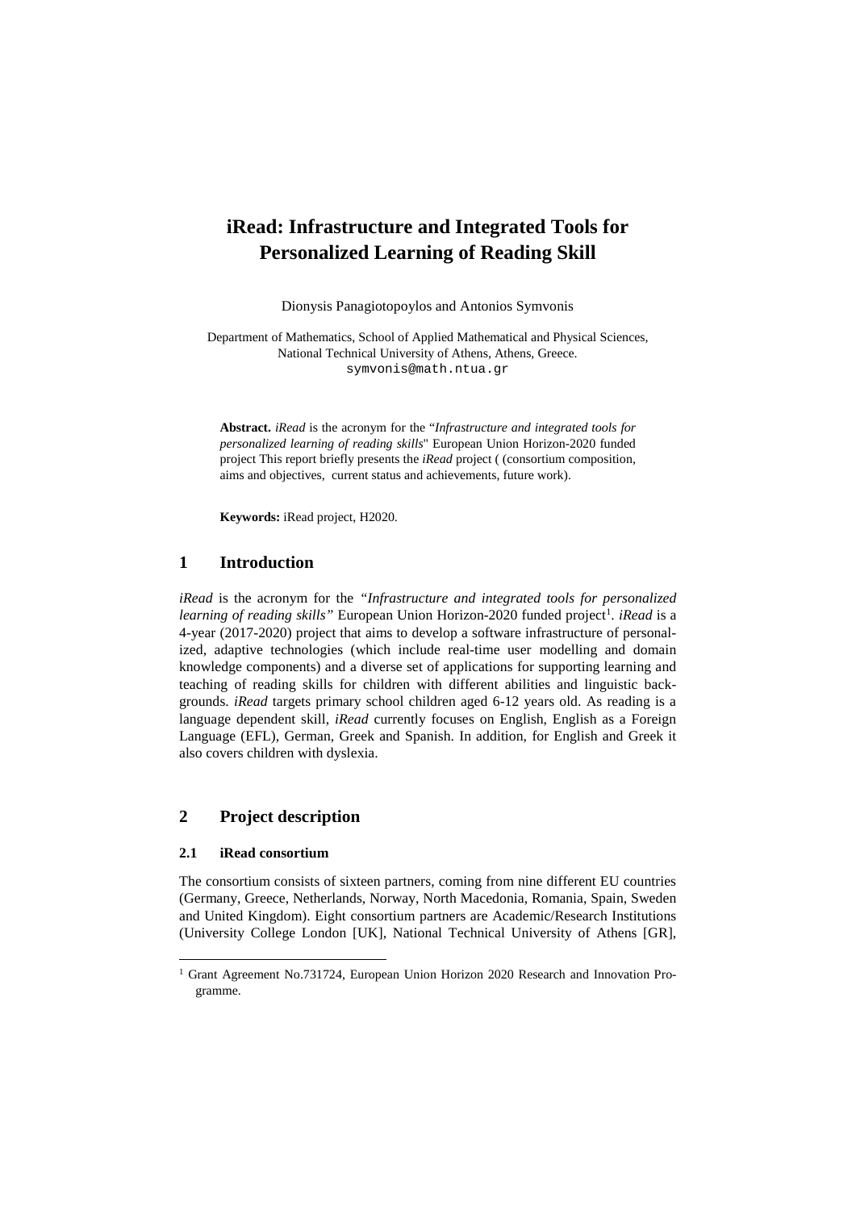# iRead: Infrastructure and Integrated Tools for Personalized Learning of Reading Skill

Dionysis Panagiotopoylos and Antonios Symvonis

Department of Mathematics, School of Applied Mathematical and Physical Sciences, National Technical University of Athens, Athens, Greece.
symvonis@math.ntua.gr

**Abstract.** *iRead* is the acronym for the "*Infrastructure and integrated tools for personalized learning of reading skills*" European Union Horizon-2020 funded project This report briefly presents the *iRead* project ( (consortium composition, aims and objectives, current status and achievements, future work).

**Keywords:** iRead project, H2020.

## 1 Introduction

*iRead* is the acronym for the *"Infrastructure and integrated tools for personalized learning of reading skills"* European Union Horizon-2020 funded project[1]. *iRead* is a 4-year (2017-2020) project that aims to develop a software infrastructure of personalized, adaptive technologies (which include real-time user modelling and domain knowledge components) and a diverse set of applications for supporting learning and teaching of reading skills for children with different abilities and linguistic backgrounds. *iRead* targets primary school children aged 6-12 years old. As reading is a language dependent skill, *iRead* currently focuses on English, English as a Foreign Language (EFL), German, Greek and Spanish. In addition, for English and Greek it also covers children with dyslexia.

## 2 Project description

### 2.1 iRead consortium

The consortium consists of sixteen partners, coming from nine different EU countries (Germany, Greece, Netherlands, Norway, North Macedonia, Romania, Spain, Sweden and United Kingdom). Eight consortium partners are Academic/Research Institutions (University College London [UK], National Technical University of Athens [GR],

[1] Grant Agreement No.731724, European Union Horizon 2020 Research and Innovation Programme.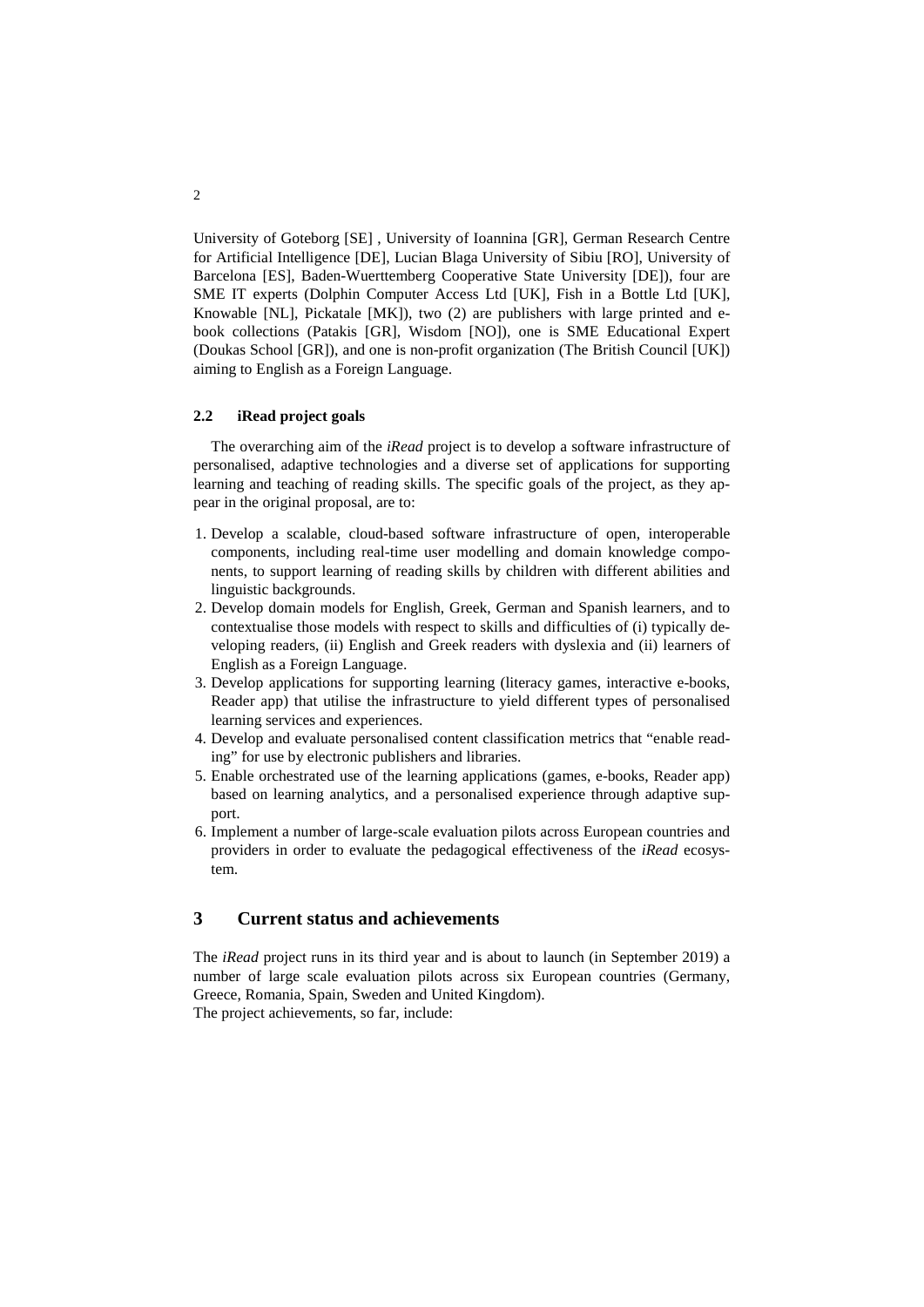University of Goteborg [SE] , University of Ioannina [GR], German Research Centre for Artificial Intelligence [DE], Lucian Blaga University of Sibiu [RO], University of Barcelona [ES], Baden-Wuerttemberg Cooperative State University [DE]), four are SME IT experts (Dolphin Computer Access Ltd [UK], Fish in a Bottle Ltd [UK], Knowable [NL], Pickatale [MK]), two (2) are publishers with large printed and e-book collections (Patakis [GR], Wisdom [NO]), one is SME Educational Expert (Doukas School [GR]), and one is non-profit organization (The British Council [UK]) aiming to English as a Foreign Language.

### 2.2 iRead project goals

The overarching aim of the *iRead* project is to develop a software infrastructure of personalised, adaptive technologies and a diverse set of applications for supporting learning and teaching of reading skills. The specific goals of the project, as they appear in the original proposal, are to:

1. Develop a scalable, cloud-based software infrastructure of open, interoperable components, including real-time user modelling and domain knowledge components, to support learning of reading skills by children with different abilities and linguistic backgrounds.
2. Develop domain models for English, Greek, German and Spanish learners, and to contextualise those models with respect to skills and difficulties of (i) typically developing readers, (ii) English and Greek readers with dyslexia and (ii) learners of English as a Foreign Language.
3. Develop applications for supporting learning (literacy games, interactive e-books, Reader app) that utilise the infrastructure to yield different types of personalised learning services and experiences.
4. Develop and evaluate personalised content classification metrics that "enable reading" for use by electronic publishers and libraries.
5. Enable orchestrated use of the learning applications (games, e-books, Reader app) based on learning analytics, and a personalised experience through adaptive support.
6. Implement a number of large-scale evaluation pilots across European countries and providers in order to evaluate the pedagogical effectiveness of the *iRead* ecosystem.

## 3 Current status and achievements

The *iRead* project runs in its third year and is about to launch (in September 2019) a number of large scale evaluation pilots across six European countries (Germany, Greece, Romania, Spain, Sweden and United Kingdom).
The project achievements, so far, include: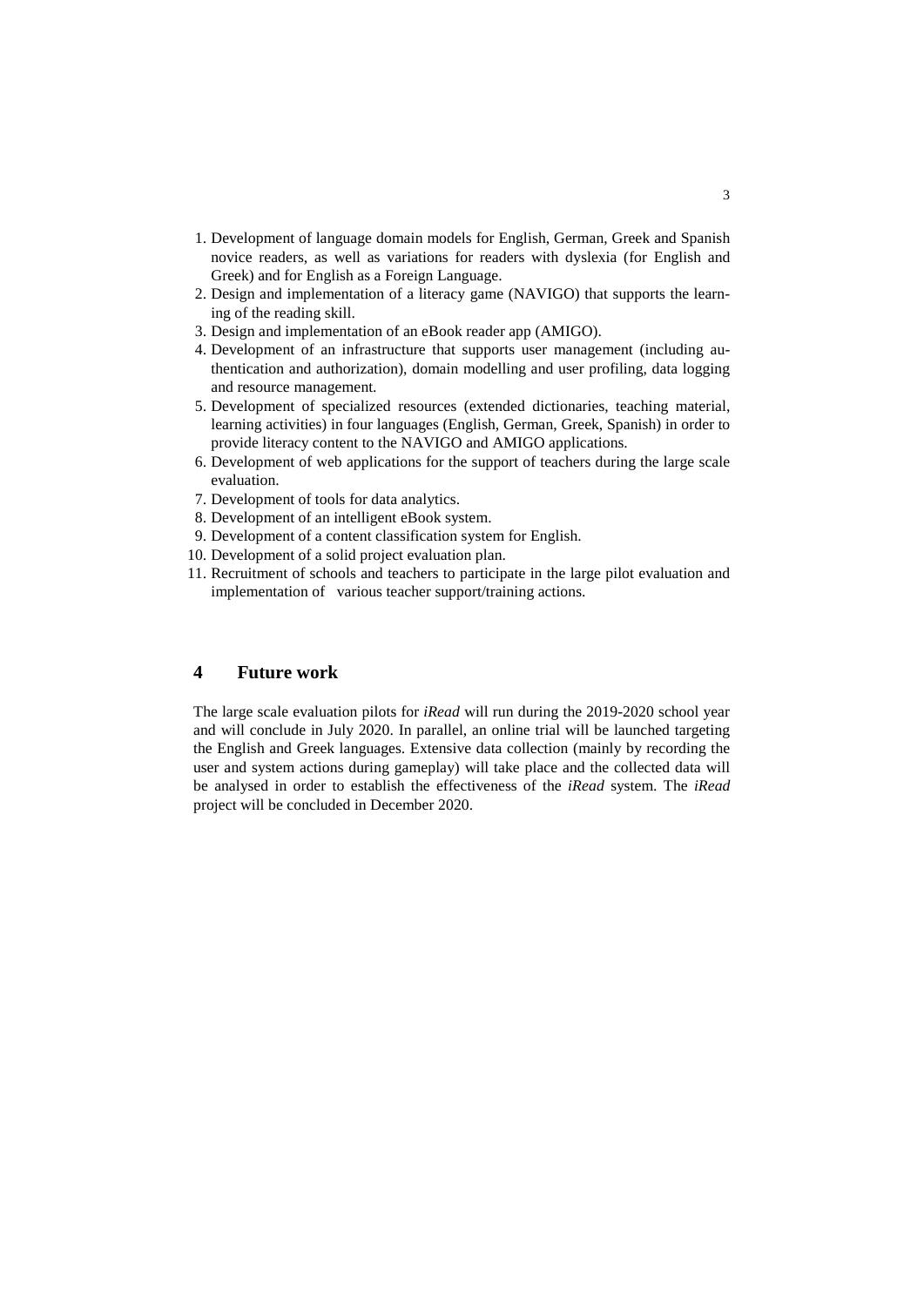1. Development of language domain models for English, German, Greek and Spanish novice readers, as well as variations for readers with dyslexia (for English and Greek) and for English as a Foreign Language.
2. Design and implementation of a literacy game (NAVIGO) that supports the learning of the reading skill.
3. Design and implementation of an eBook reader app (AMIGO).
4. Development of an infrastructure that supports user management (including authentication and authorization), domain modelling and user profiling, data logging and resource management.
5. Development of specialized resources (extended dictionaries, teaching material, learning activities) in four languages (English, German, Greek, Spanish) in order to provide literacy content to the NAVIGO and AMIGO applications.
6. Development of web applications for the support of teachers during the large scale evaluation.
7. Development of tools for data analytics.
8. Development of an intelligent eBook system.
9. Development of a content classification system for English.
10. Development of a solid project evaluation plan.
11. Recruitment of schools and teachers to participate in the large pilot evaluation and implementation of various teacher support/training actions.

## 4 Future work

The large scale evaluation pilots for *iRead* will run during the 2019-2020 school year and will conclude in July 2020. In parallel, an online trial will be launched targeting the English and Greek languages. Extensive data collection (mainly by recording the user and system actions during gameplay) will take place and the collected data will be analysed in order to establish the effectiveness of the *iRead* system. The *iRead* project will be concluded in December 2020.